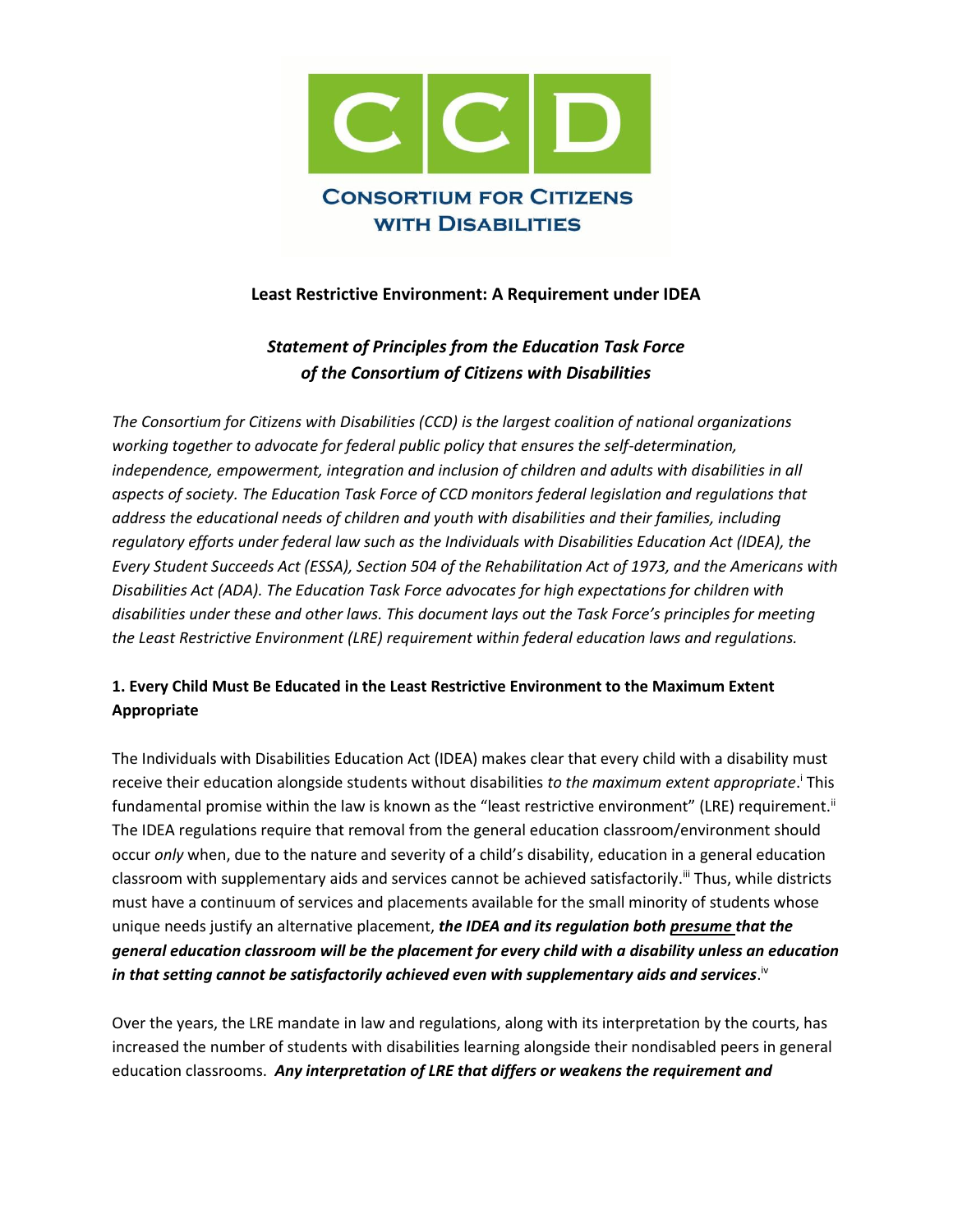**CONSORTIUM FOR CITIZENS WITH DISABILITIES**

# Least Restrictive Environment: A Requirement under IDEA

## *Statement of Principles from the Education Task Force of the Consortium of Citizens with Disabilities*

*The Consortium for Citizens with Disabilities (CCD) is the largest coalition of national organizations working together to advocate for federal public policy that ensures the self-determination, independence, empowerment, integration and inclusion of children and adults with disabilities in all aspects of society. The Education Task Force of CCD monitors federal legislation and regulations that address the educational needs of children and youth with disabilities and their families, including regulatory efforts under federal law such as the Individuals with Disabilities Education Act (IDEA), the Every Student Succeeds Act (ESSA), Section 504 of the Rehabilitation Act of 1973, and the Americans with Disabilities Act (ADA). The Education Task Force advocates for high expectations for children with disabilities under these and other laws. This document lays out the Task Force's principles for meeting the Least Restrictive Environment (LRE) requirement within federal education laws and regulations.*

### 1. Every Child Must Be Educated in the Least Restrictive Environment to the Maximum Extent Appropriate

The Individuals with Disabilities Education Act (IDEA) makes clear that every child with a disability must receive their education alongside students without disabilities *to the maximum extent appropriate*.[i] This fundamental promise within the law is known as the "least restrictive environment" (LRE) requirement.[ii] The IDEA regulations require that removal from the general education classroom/environment should occur *only* when, due to the nature and severity of a child's disability, education in a general education classroom with supplementary aids and services cannot be achieved satisfactorily.[iii] Thus, while districts must have a continuum of services and placements available for the small minority of students whose unique needs justify an alternative placement, ***the IDEA and its regulation both <u>presume</u> that the general education classroom will be the placement for every child with a disability unless an education in that setting cannot be satisfactorily achieved even with supplementary aids and services***.[iv]

Over the years, the LRE mandate in law and regulations, along with its interpretation by the courts, has increased the number of students with disabilities learning alongside their nondisabled peers in general education classrooms. ***Any interpretation of LRE that differs or weakens the requirement and***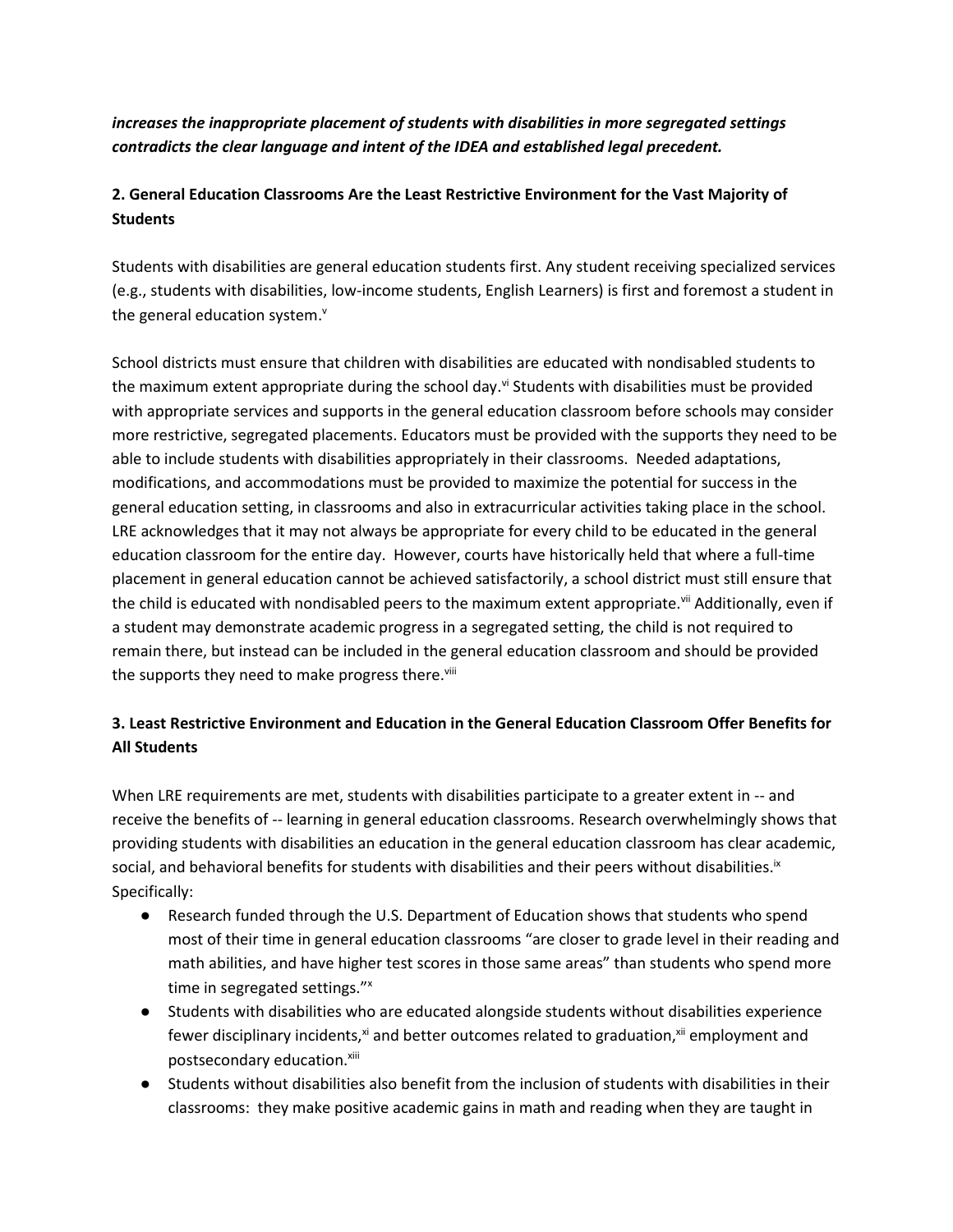***increases the inappropriate placement of students with disabilities in more segregated settings contradicts the clear language and intent of the IDEA and established legal precedent.***

## 2. General Education Classrooms Are the Least Restrictive Environment for the Vast Majority of Students

Students with disabilities are general education students first. Any student receiving specialized services (e.g., students with disabilities, low-income students, English Learners) is first and foremost a student in the general education system.[v]

School districts must ensure that children with disabilities are educated with nondisabled students to the maximum extent appropriate during the school day.[vi] Students with disabilities must be provided with appropriate services and supports in the general education classroom before schools may consider more restrictive, segregated placements. Educators must be provided with the supports they need to be able to include students with disabilities appropriately in their classrooms. Needed adaptations, modifications, and accommodations must be provided to maximize the potential for success in the general education setting, in classrooms and also in extracurricular activities taking place in the school. LRE acknowledges that it may not always be appropriate for every child to be educated in the general education classroom for the entire day. However, courts have historically held that where a full-time placement in general education cannot be achieved satisfactorily, a school district must still ensure that the child is educated with nondisabled peers to the maximum extent appropriate.[vii] Additionally, even if a student may demonstrate academic progress in a segregated setting, the child is not required to remain there, but instead can be included in the general education classroom and should be provided the supports they need to make progress there.[viii]

## 3. Least Restrictive Environment and Education in the General Education Classroom Offer Benefits for All Students

When LRE requirements are met, students with disabilities participate to a greater extent in -- and receive the benefits of -- learning in general education classrooms. Research overwhelmingly shows that providing students with disabilities an education in the general education classroom has clear academic, social, and behavioral benefits for students with disabilities and their peers without disabilities.[ix] Specifically:

- Research funded through the U.S. Department of Education shows that students who spend most of their time in general education classrooms "are closer to grade level in their reading and math abilities, and have higher test scores in those same areas" than students who spend more time in segregated settings."[x]
- Students with disabilities who are educated alongside students without disabilities experience fewer disciplinary incidents,[xi] and better outcomes related to graduation,[xii] employment and postsecondary education.[xiii]
- Students without disabilities also benefit from the inclusion of students with disabilities in their classrooms: they make positive academic gains in math and reading when they are taught in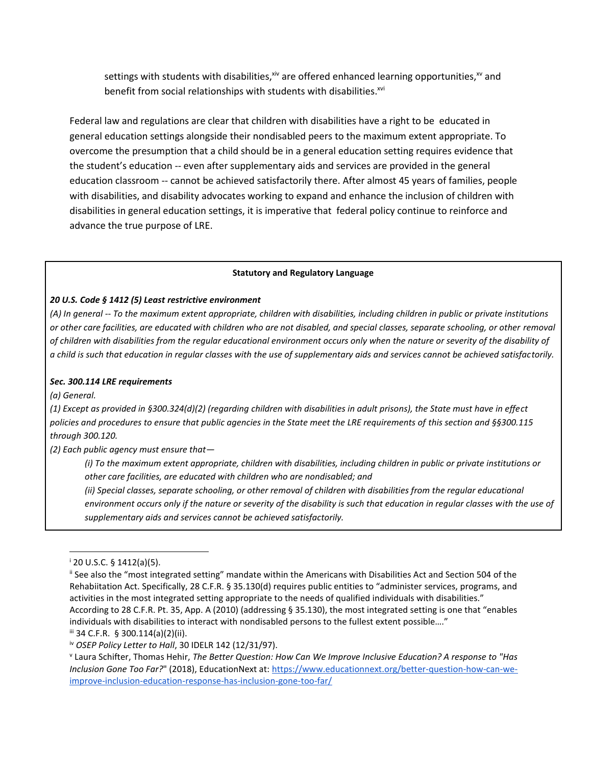settings with students with disabilities,[xiv] are offered enhanced learning opportunities,[xv] and benefit from social relationships with students with disabilities.[xvi]

Federal law and regulations are clear that children with disabilities have a right to be educated in general education settings alongside their nondisabled peers to the maximum extent appropriate. To overcome the presumption that a child should be in a general education setting requires evidence that the student's education -- even after supplementary aids and services are provided in the general education classroom -- cannot be achieved satisfactorily there. After almost 45 years of families, people with disabilities, and disability advocates working to expand and enhance the inclusion of children with disabilities in general education settings, it is imperative that federal policy continue to reinforce and advance the true purpose of LRE.

**Statutory and Regulatory Language**

***20 U.S. Code § 1412 (5) Least restrictive environment***

*(A) In general -- To the maximum extent appropriate, children with disabilities, including children in public or private institutions or other care facilities, are educated with children who are not disabled, and special classes, separate schooling, or other removal of children with disabilities from the regular educational environment occurs only when the nature or severity of the disability of a child is such that education in regular classes with the use of supplementary aids and services cannot be achieved satisfactorily.*

***Sec. 300.114 LRE requirements***

*(a) General.*

*(1) Except as provided in §300.324(d)(2) (regarding children with disabilities in adult prisons), the State must have in effect policies and procedures to ensure that public agencies in the State meet the LRE requirements of this section and §§300.115 through 300.120.*

*(2) Each public agency must ensure that—*

> *(i) To the maximum extent appropriate, children with disabilities, including children in public or private institutions or other care facilities, are educated with children who are nondisabled; and*
>
> *(ii) Special classes, separate schooling, or other removal of children with disabilities from the regular educational environment occurs only if the nature or severity of the disability is such that education in regular classes with the use of supplementary aids and services cannot be achieved satisfactorily.*

---

[i] 20 U.S.C. § 1412(a)(5).

[ii] See also the "most integrated setting" mandate within the Americans with Disabilities Act and Section 504 of the Rehabiitation Act. Specifically, 28 C.F.R. § 35.130(d) requires public entities to "administer services, programs, and activities in the most integrated setting appropriate to the needs of qualified individuals with disabilities." According to 28 C.F.R. Pt. 35, App. A (2010) (addressing § 35.130), the most integrated setting is one that "enables individuals with disabilities to interact with nondisabled persons to the fullest extent possible…."

[iii] 34 C.F.R. § 300.114(a)(2)(ii).

[iv] *OSEP Policy Letter to Hall*, 30 IDELR 142 (12/31/97).

[v] Laura Schifter, Thomas Hehir, *The Better Question: How Can We Improve Inclusive Education? A response to "Has Inclusion Gone Too Far?"* (2018), EducationNext at: https://www.educationnext.org/better-question-how-can-we-improve-inclusion-education-response-has-inclusion-gone-too-far/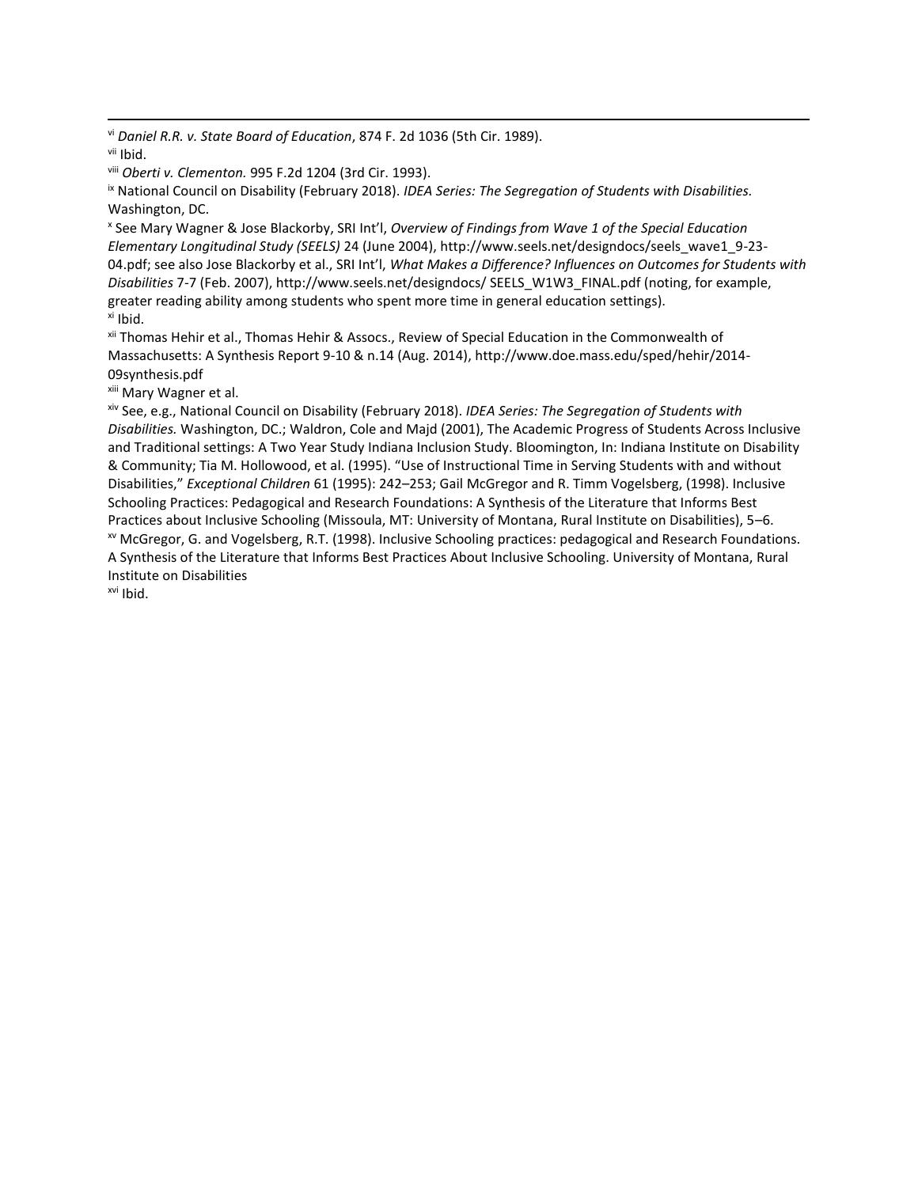[vi] *Daniel R.R. v. State Board of Education*, 874 F. 2d 1036 (5th Cir. 1989).

[vii] Ibid.

[viii] *Oberti v. Clementon.* 995 F.2d 1204 (3rd Cir. 1993).

[ix] National Council on Disability (February 2018). *IDEA Series: The Segregation of Students with Disabilities.* Washington, DC.

[x] See Mary Wagner & Jose Blackorby, SRI Int'l, *Overview of Findings from Wave 1 of the Special Education Elementary Longitudinal Study (SEELS)* 24 (June 2004), http://www.seels.net/designdocs/seels_wave1_9-23-04.pdf; see also Jose Blackorby et al., SRI Int'l, *What Makes a Difference? Influences on Outcomes for Students with Disabilities* 7-7 (Feb. 2007), http://www.seels.net/designdocs/ SEELS_W1W3_FINAL.pdf (noting, for example, greater reading ability among students who spent more time in general education settings).

[xi] Ibid.

[xii] Thomas Hehir et al., Thomas Hehir & Assocs., Review of Special Education in the Commonwealth of Massachusetts: A Synthesis Report 9-10 & n.14 (Aug. 2014), http://www.doe.mass.edu/sped/hehir/2014-09synthesis.pdf

[xiii] Mary Wagner et al.

[xiv] See, e.g., National Council on Disability (February 2018). *IDEA Series: The Segregation of Students with Disabilities.* Washington, DC.; Waldron, Cole and Majd (2001), The Academic Progress of Students Across Inclusive and Traditional settings: A Two Year Study Indiana Inclusion Study. Bloomington, In: Indiana Institute on Disability & Community; Tia M. Hollowood, et al. (1995). "Use of Instructional Time in Serving Students with and without Disabilities," *Exceptional Children* 61 (1995): 242–253; Gail McGregor and R. Timm Vogelsberg, (1998). Inclusive Schooling Practices: Pedagogical and Research Foundations: A Synthesis of the Literature that Informs Best Practices about Inclusive Schooling (Missoula, MT: University of Montana, Rural Institute on Disabilities), 5–6.

[xv] McGregor, G. and Vogelsberg, R.T. (1998). Inclusive Schooling practices: pedagogical and Research Foundations. A Synthesis of the Literature that Informs Best Practices About Inclusive Schooling. University of Montana, Rural Institute on Disabilities

[xvi] Ibid.